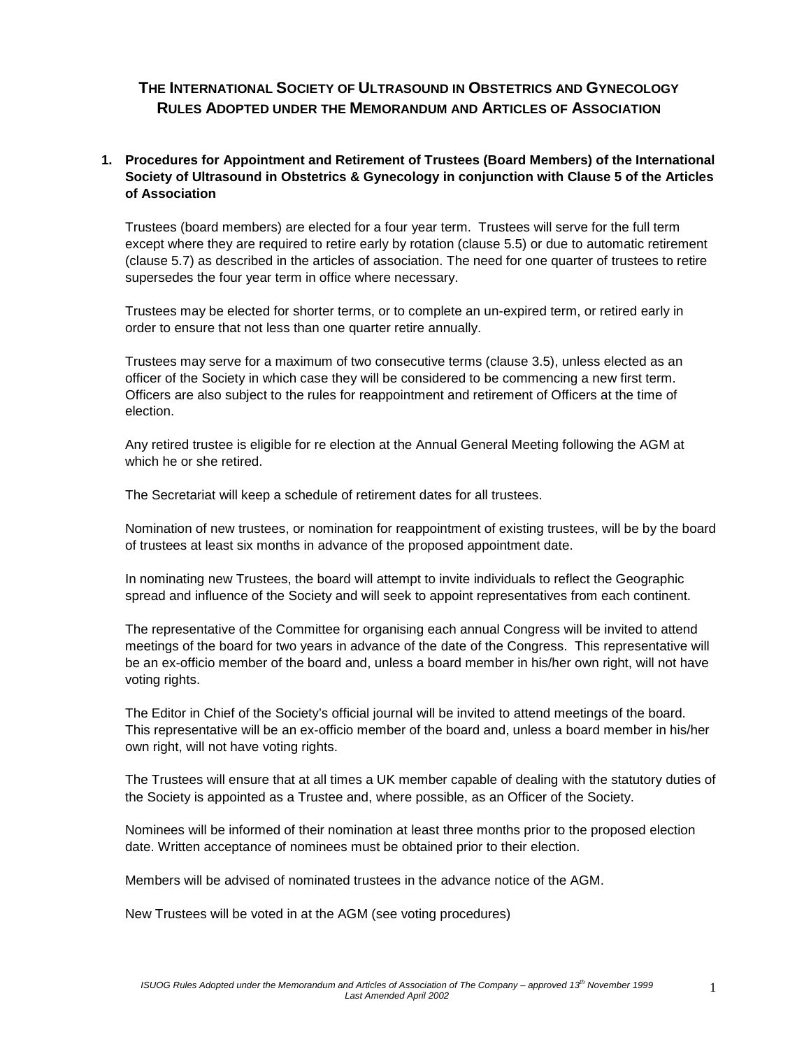# The International Society of Ultrasound in Obstetrics and Gynecology Rules Adopted under the Memorandum and Articles of Association

## 1. Procedures for Appointment and Retirement of Trustees (Board Members) of the International Society of Ultrasound in Obstetrics & Gynecology in conjunction with Clause 5 of the Articles of Association

Trustees (board members) are elected for a four year term. Trustees will serve for the full term except where they are required to retire early by rotation (clause 5.5) or due to automatic retirement (clause 5.7) as described in the articles of association. The need for one quarter of trustees to retire supersedes the four year term in office where necessary.

Trustees may be elected for shorter terms, or to complete an un-expired term, or retired early in order to ensure that not less than one quarter retire annually.

Trustees may serve for a maximum of two consecutive terms (clause 3.5), unless elected as an officer of the Society in which case they will be considered to be commencing a new first term. Officers are also subject to the rules for reappointment and retirement of Officers at the time of election.

Any retired trustee is eligible for re election at the Annual General Meeting following the AGM at which he or she retired.

The Secretariat will keep a schedule of retirement dates for all trustees.

Nomination of new trustees, or nomination for reappointment of existing trustees, will be by the board of trustees at least six months in advance of the proposed appointment date.

In nominating new Trustees, the board will attempt to invite individuals to reflect the Geographic spread and influence of the Society and will seek to appoint representatives from each continent.

The representative of the Committee for organising each annual Congress will be invited to attend meetings of the board for two years in advance of the date of the Congress. This representative will be an ex-officio member of the board and, unless a board member in his/her own right, will not have voting rights.

The Editor in Chief of the Society's official journal will be invited to attend meetings of the board. This representative will be an ex-officio member of the board and, unless a board member in his/her own right, will not have voting rights.

The Trustees will ensure that at all times a UK member capable of dealing with the statutory duties of the Society is appointed as a Trustee and, where possible, as an Officer of the Society.

Nominees will be informed of their nomination at least three months prior to the proposed election date. Written acceptance of nominees must be obtained prior to their election.

Members will be advised of nominated trustees in the advance notice of the AGM.

New Trustees will be voted in at the AGM (see voting procedures)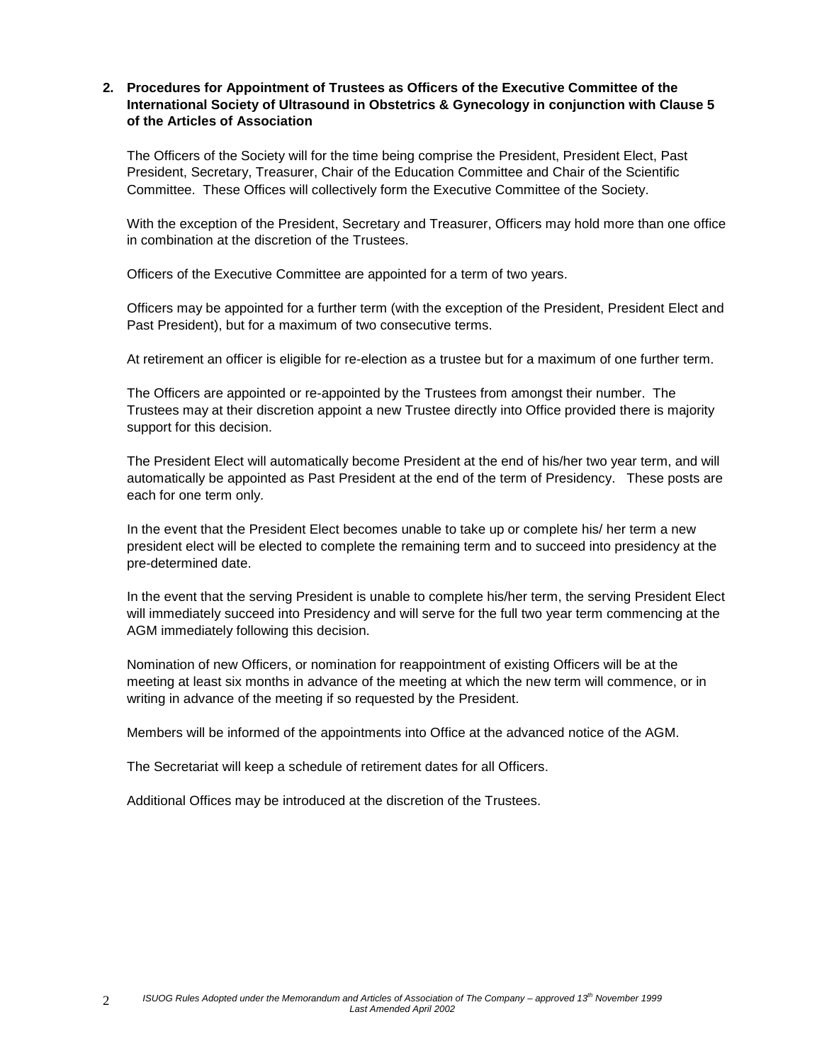## 2. Procedures for Appointment of Trustees as Officers of the Executive Committee of the International Society of Ultrasound in Obstetrics & Gynecology in conjunction with Clause 5 of the Articles of Association

The Officers of the Society will for the time being comprise the President, President Elect, Past President, Secretary, Treasurer, Chair of the Education Committee and Chair of the Scientific Committee. These Offices will collectively form the Executive Committee of the Society.

With the exception of the President, Secretary and Treasurer, Officers may hold more than one office in combination at the discretion of the Trustees.

Officers of the Executive Committee are appointed for a term of two years.

Officers may be appointed for a further term (with the exception of the President, President Elect and Past President), but for a maximum of two consecutive terms.

At retirement an officer is eligible for re-election as a trustee but for a maximum of one further term.

The Officers are appointed or re-appointed by the Trustees from amongst their number. The Trustees may at their discretion appoint a new Trustee directly into Office provided there is majority support for this decision.

The President Elect will automatically become President at the end of his/her two year term, and will automatically be appointed as Past President at the end of the term of Presidency. These posts are each for one term only.

In the event that the President Elect becomes unable to take up or complete his/ her term a new president elect will be elected to complete the remaining term and to succeed into presidency at the pre-determined date.

In the event that the serving President is unable to complete his/her term, the serving President Elect will immediately succeed into Presidency and will serve for the full two year term commencing at the AGM immediately following this decision.

Nomination of new Officers, or nomination for reappointment of existing Officers will be at the meeting at least six months in advance of the meeting at which the new term will commence, or in writing in advance of the meeting if so requested by the President.

Members will be informed of the appointments into Office at the advanced notice of the AGM.

The Secretariat will keep a schedule of retirement dates for all Officers.

Additional Offices may be introduced at the discretion of the Trustees.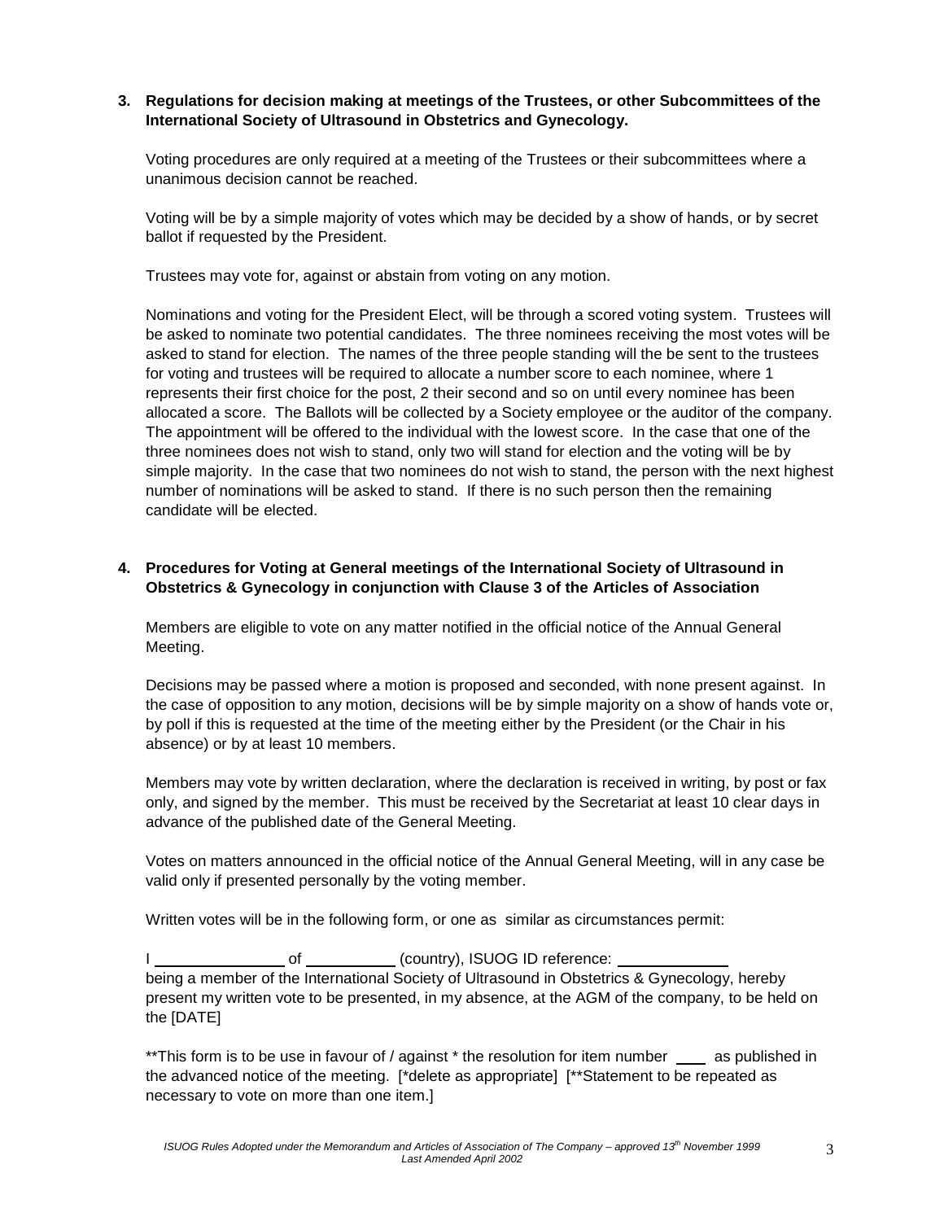**3. Regulations for decision making at meetings of the Trustees, or other Subcommittees of the International Society of Ultrasound in Obstetrics and Gynecology.**

Voting procedures are only required at a meeting of the Trustees or their subcommittees where a unanimous decision cannot be reached.

Voting will be by a simple majority of votes which may be decided by a show of hands, or by secret ballot if requested by the President.

Trustees may vote for, against or abstain from voting on any motion.

Nominations and voting for the President Elect, will be through a scored voting system. Trustees will be asked to nominate two potential candidates. The three nominees receiving the most votes will be asked to stand for election. The names of the three people standing will the be sent to the trustees for voting and trustees will be required to allocate a number score to each nominee, where 1 represents their first choice for the post, 2 their second and so on until every nominee has been allocated a score. The Ballots will be collected by a Society employee or the auditor of the company. The appointment will be offered to the individual with the lowest score. In the case that one of the three nominees does not wish to stand, only two will stand for election and the voting will be by simple majority. In the case that two nominees do not wish to stand, the person with the next highest number of nominations will be asked to stand. If there is no such person then the remaining candidate will be elected.

**4. Procedures for Voting at General meetings of the International Society of Ultrasound in Obstetrics & Gynecology in conjunction with Clause 3 of the Articles of Association**

Members are eligible to vote on any matter notified in the official notice of the Annual General Meeting.

Decisions may be passed where a motion is proposed and seconded, with none present against. In the case of opposition to any motion, decisions will be by simple majority on a show of hands vote or, by poll if this is requested at the time of the meeting either by the President (or the Chair in his absence) or by at least 10 members.

Members may vote by written declaration, where the declaration is received in writing, by post or fax only, and signed by the member. This must be received by the Secretariat at least 10 clear days in advance of the published date of the General Meeting.

Votes on matters announced in the official notice of the Annual General Meeting, will in any case be valid only if presented personally by the voting member.

Written votes will be in the following form, or one as similar as circumstances permit:

I ________________ of ___________ (country), ISUOG ID reference: _____________
being a member of the International Society of Ultrasound in Obstetrics & Gynecology, hereby present my written vote to be presented, in my absence, at the AGM of the company, to be held on the [DATE]

**This form is to be use in favour of / against * the resolution for item number ____ as published in the advanced notice of the meeting. [*delete as appropriate] [**Statement to be repeated as necessary to vote on more than one item.]

*ISUOG Rules Adopted under the Memorandum and Articles of Association of The Company – approved 13th November 1999*
*Last Amended April 2002*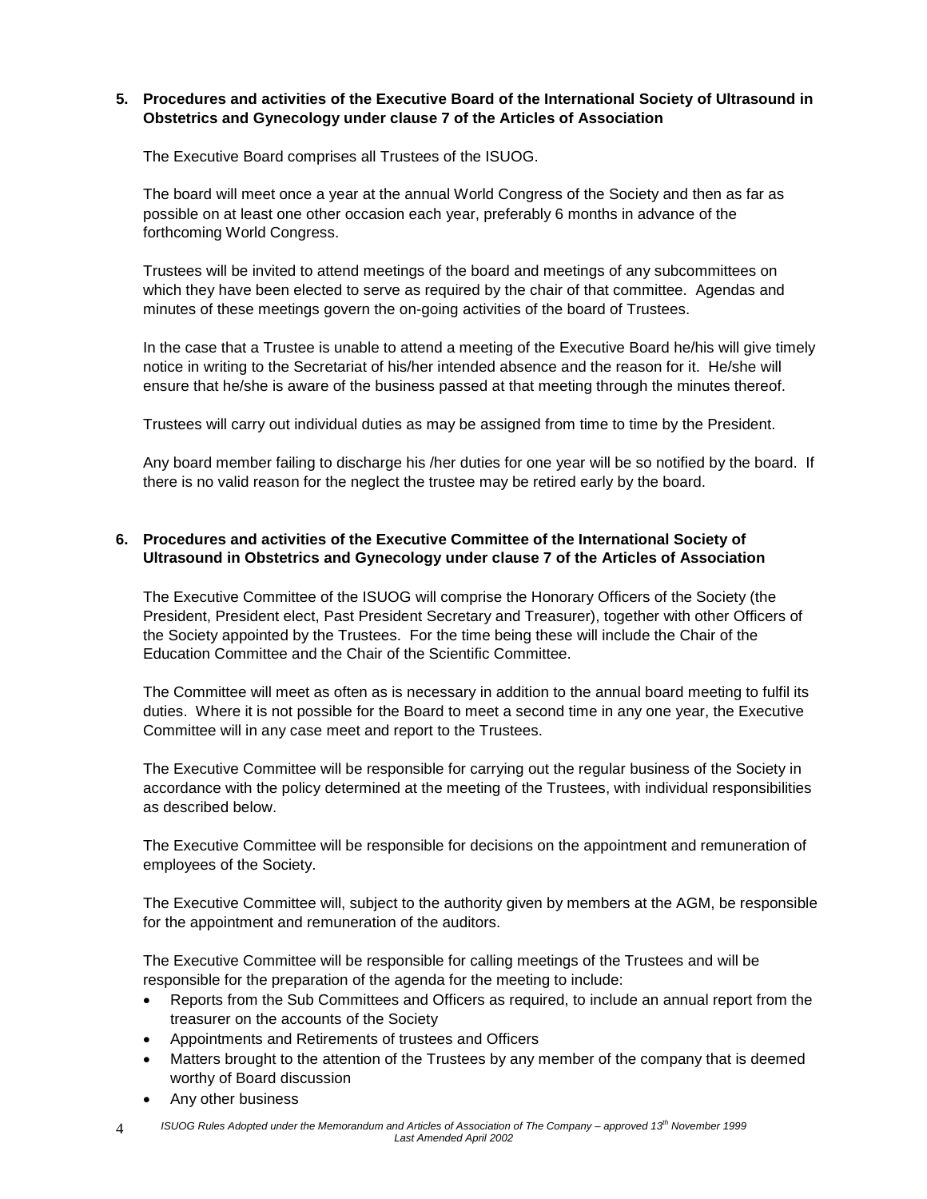## 5. Procedures and activities of the Executive Board of the International Society of Ultrasound in Obstetrics and Gynecology under clause 7 of the Articles of Association

The Executive Board comprises all Trustees of the ISUOG.

The board will meet once a year at the annual World Congress of the Society and then as far as possible on at least one other occasion each year, preferably 6 months in advance of the forthcoming World Congress.

Trustees will be invited to attend meetings of the board and meetings of any subcommittees on which they have been elected to serve as required by the chair of that committee. Agendas and minutes of these meetings govern the on-going activities of the board of Trustees.

In the case that a Trustee is unable to attend a meeting of the Executive Board he/his will give timely notice in writing to the Secretariat of his/her intended absence and the reason for it. He/she will ensure that he/she is aware of the business passed at that meeting through the minutes thereof.

Trustees will carry out individual duties as may be assigned from time to time by the President.

Any board member failing to discharge his /her duties for one year will be so notified by the board. If there is no valid reason for the neglect the trustee may be retired early by the board.

## 6. Procedures and activities of the Executive Committee of the International Society of Ultrasound in Obstetrics and Gynecology under clause 7 of the Articles of Association

The Executive Committee of the ISUOG will comprise the Honorary Officers of the Society (the President, President elect, Past President Secretary and Treasurer), together with other Officers of the Society appointed by the Trustees. For the time being these will include the Chair of the Education Committee and the Chair of the Scientific Committee.

The Committee will meet as often as is necessary in addition to the annual board meeting to fulfil its duties. Where it is not possible for the Board to meet a second time in any one year, the Executive Committee will in any case meet and report to the Trustees.

The Executive Committee will be responsible for carrying out the regular business of the Society in accordance with the policy determined at the meeting of the Trustees, with individual responsibilities as described below.

The Executive Committee will be responsible for decisions on the appointment and remuneration of employees of the Society.

The Executive Committee will, subject to the authority given by members at the AGM, be responsible for the appointment and remuneration of the auditors.

The Executive Committee will be responsible for calling meetings of the Trustees and will be responsible for the preparation of the agenda for the meeting to include:

- Reports from the Sub Committees and Officers as required, to include an annual report from the treasurer on the accounts of the Society
- Appointments and Retirements of trustees and Officers
- Matters brought to the attention of the Trustees by any member of the company that is deemed worthy of Board discussion
- Any other business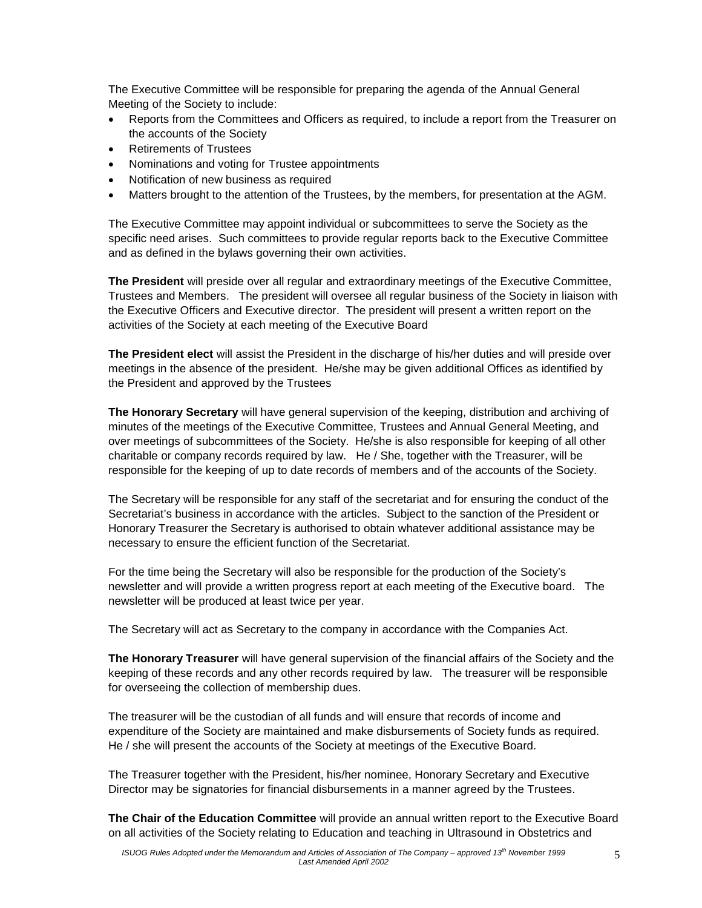The Executive Committee will be responsible for preparing the agenda of the Annual General Meeting of the Society to include:

- Reports from the Committees and Officers as required, to include a report from the Treasurer on the accounts of the Society
- Retirements of Trustees
- Nominations and voting for Trustee appointments
- Notification of new business as required
- Matters brought to the attention of the Trustees, by the members, for presentation at the AGM.

The Executive Committee may appoint individual or subcommittees to serve the Society as the specific need arises. Such committees to provide regular reports back to the Executive Committee and as defined in the bylaws governing their own activities.

**The President** will preside over all regular and extraordinary meetings of the Executive Committee, Trustees and Members. The president will oversee all regular business of the Society in liaison with the Executive Officers and Executive director. The president will present a written report on the activities of the Society at each meeting of the Executive Board

**The President elect** will assist the President in the discharge of his/her duties and will preside over meetings in the absence of the president. He/she may be given additional Offices as identified by the President and approved by the Trustees

**The Honorary Secretary** will have general supervision of the keeping, distribution and archiving of minutes of the meetings of the Executive Committee, Trustees and Annual General Meeting, and over meetings of subcommittees of the Society. He/she is also responsible for keeping of all other charitable or company records required by law. He / She, together with the Treasurer, will be responsible for the keeping of up to date records of members and of the accounts of the Society.

The Secretary will be responsible for any staff of the secretariat and for ensuring the conduct of the Secretariat's business in accordance with the articles. Subject to the sanction of the President or Honorary Treasurer the Secretary is authorised to obtain whatever additional assistance may be necessary to ensure the efficient function of the Secretariat.

For the time being the Secretary will also be responsible for the production of the Society's newsletter and will provide a written progress report at each meeting of the Executive board. The newsletter will be produced at least twice per year.

The Secretary will act as Secretary to the company in accordance with the Companies Act.

**The Honorary Treasurer** will have general supervision of the financial affairs of the Society and the keeping of these records and any other records required by law. The treasurer will be responsible for overseeing the collection of membership dues.

The treasurer will be the custodian of all funds and will ensure that records of income and expenditure of the Society are maintained and make disbursements of Society funds as required. He / she will present the accounts of the Society at meetings of the Executive Board.

The Treasurer together with the President, his/her nominee, Honorary Secretary and Executive Director may be signatories for financial disbursements in a manner agreed by the Trustees.

**The Chair of the Education Committee** will provide an annual written report to the Executive Board on all activities of the Society relating to Education and teaching in Ultrasound in Obstetrics and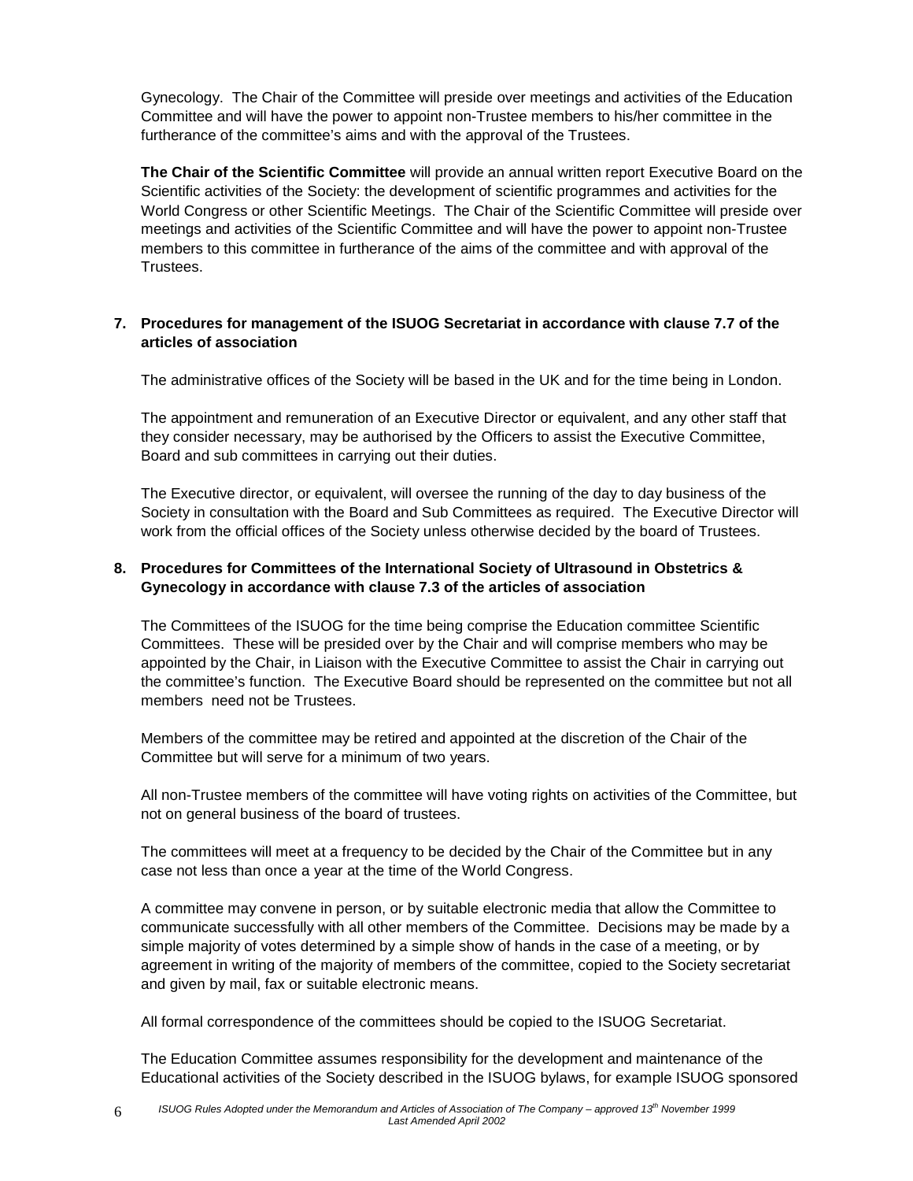Gynecology. The Chair of the Committee will preside over meetings and activities of the Education Committee and will have the power to appoint non-Trustee members to his/her committee in the furtherance of the committee's aims and with the approval of the Trustees.

**The Chair of the Scientific Committee** will provide an annual written report Executive Board on the Scientific activities of the Society: the development of scientific programmes and activities for the World Congress or other Scientific Meetings. The Chair of the Scientific Committee will preside over meetings and activities of the Scientific Committee and will have the power to appoint non-Trustee members to this committee in furtherance of the aims of the committee and with approval of the Trustees.

## 7. Procedures for management of the ISUOG Secretariat in accordance with clause 7.7 of the articles of association

The administrative offices of the Society will be based in the UK and for the time being in London.

The appointment and remuneration of an Executive Director or equivalent, and any other staff that they consider necessary, may be authorised by the Officers to assist the Executive Committee, Board and sub committees in carrying out their duties.

The Executive director, or equivalent, will oversee the running of the day to day business of the Society in consultation with the Board and Sub Committees as required. The Executive Director will work from the official offices of the Society unless otherwise decided by the board of Trustees.

## 8. Procedures for Committees of the International Society of Ultrasound in Obstetrics & Gynecology in accordance with clause 7.3 of the articles of association

The Committees of the ISUOG for the time being comprise the Education committee Scientific Committees. These will be presided over by the Chair and will comprise members who may be appointed by the Chair, in Liaison with the Executive Committee to assist the Chair in carrying out the committee's function. The Executive Board should be represented on the committee but not all members need not be Trustees.

Members of the committee may be retired and appointed at the discretion of the Chair of the Committee but will serve for a minimum of two years.

All non-Trustee members of the committee will have voting rights on activities of the Committee, but not on general business of the board of trustees.

The committees will meet at a frequency to be decided by the Chair of the Committee but in any case not less than once a year at the time of the World Congress.

A committee may convene in person, or by suitable electronic media that allow the Committee to communicate successfully with all other members of the Committee. Decisions may be made by a simple majority of votes determined by a simple show of hands in the case of a meeting, or by agreement in writing of the majority of members of the committee, copied to the Society secretariat and given by mail, fax or suitable electronic means.

All formal correspondence of the committees should be copied to the ISUOG Secretariat.

The Education Committee assumes responsibility for the development and maintenance of the Educational activities of the Society described in the ISUOG bylaws, for example ISUOG sponsored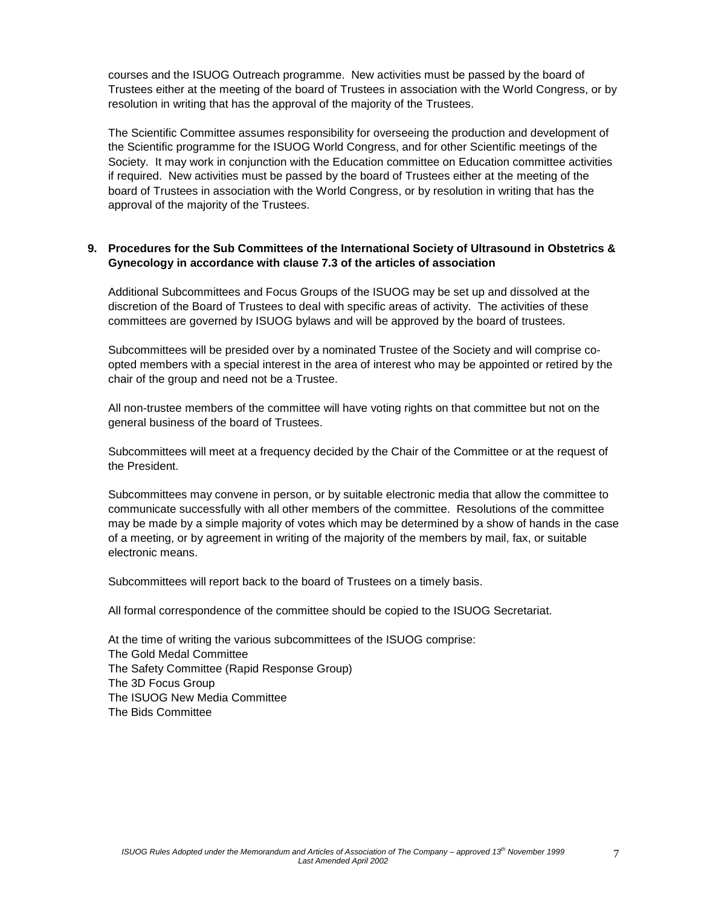courses and the ISUOG Outreach programme. New activities must be passed by the board of Trustees either at the meeting of the board of Trustees in association with the World Congress, or by resolution in writing that has the approval of the majority of the Trustees.

The Scientific Committee assumes responsibility for overseeing the production and development of the Scientific programme for the ISUOG World Congress, and for other Scientific meetings of the Society. It may work in conjunction with the Education committee on Education committee activities if required. New activities must be passed by the board of Trustees either at the meeting of the board of Trustees in association with the World Congress, or by resolution in writing that has the approval of the majority of the Trustees.

## 9. Procedures for the Sub Committees of the International Society of Ultrasound in Obstetrics & Gynecology in accordance with clause 7.3 of the articles of association

Additional Subcommittees and Focus Groups of the ISUOG may be set up and dissolved at the discretion of the Board of Trustees to deal with specific areas of activity. The activities of these committees are governed by ISUOG bylaws and will be approved by the board of trustees.

Subcommittees will be presided over by a nominated Trustee of the Society and will comprise co-opted members with a special interest in the area of interest who may be appointed or retired by the chair of the group and need not be a Trustee.

All non-trustee members of the committee will have voting rights on that committee but not on the general business of the board of Trustees.

Subcommittees will meet at a frequency decided by the Chair of the Committee or at the request of the President.

Subcommittees may convene in person, or by suitable electronic media that allow the committee to communicate successfully with all other members of the committee. Resolutions of the committee may be made by a simple majority of votes which may be determined by a show of hands in the case of a meeting, or by agreement in writing of the majority of the members by mail, fax, or suitable electronic means.

Subcommittees will report back to the board of Trustees on a timely basis.

All formal correspondence of the committee should be copied to the ISUOG Secretariat.

At the time of writing the various subcommittees of the ISUOG comprise:
The Gold Medal Committee
The Safety Committee (Rapid Response Group)
The 3D Focus Group
The ISUOG New Media Committee
The Bids Committee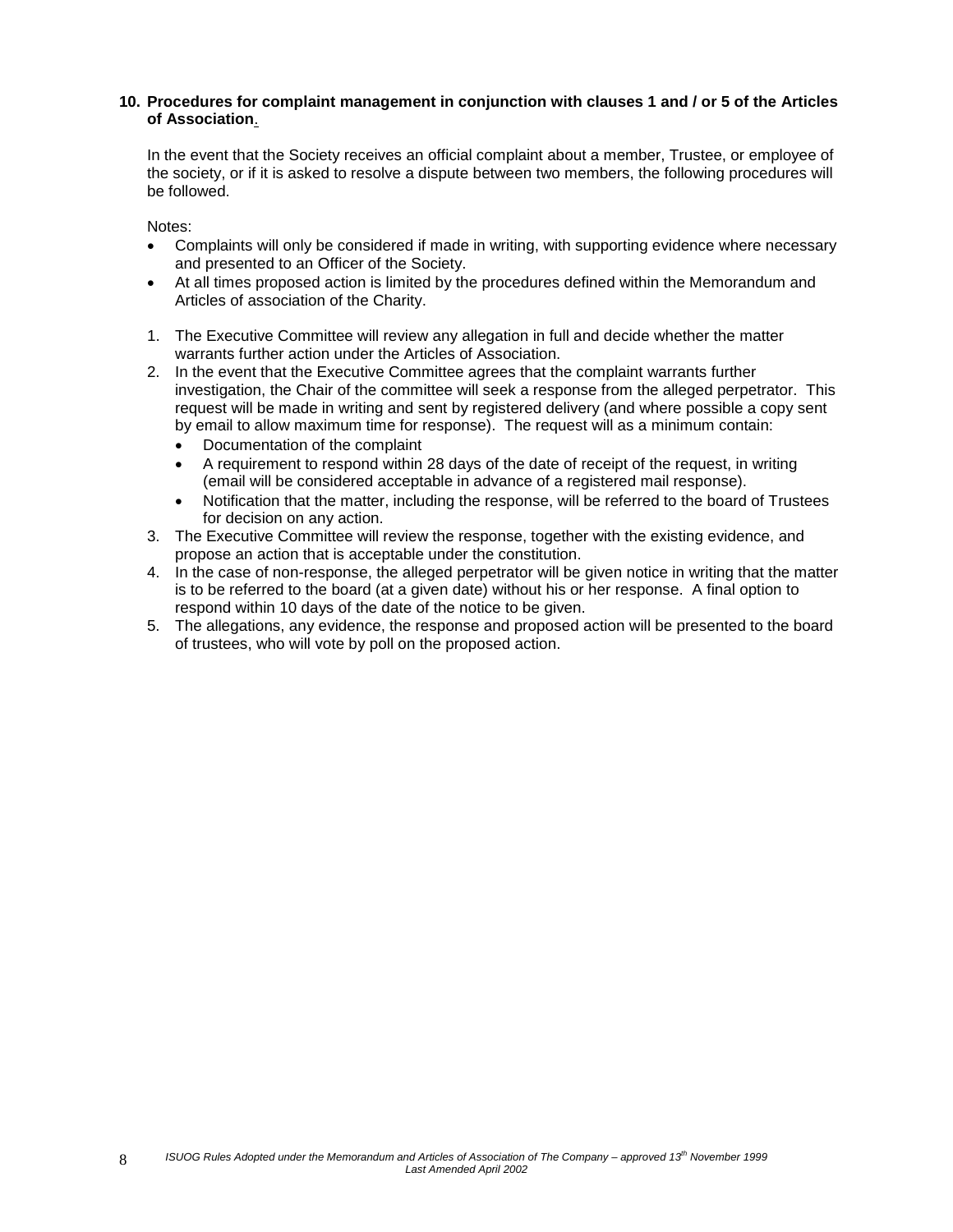**10. Procedures for complaint management in conjunction with clauses 1 and / or 5 of the Articles of Association.**

In the event that the Society receives an official complaint about a member, Trustee, or employee of the society, or if it is asked to resolve a dispute between two members, the following procedures will be followed.

Notes:

- Complaints will only be considered if made in writing, with supporting evidence where necessary and presented to an Officer of the Society.
- At all times proposed action is limited by the procedures defined within the Memorandum and Articles of association of the Charity.

1. The Executive Committee will review any allegation in full and decide whether the matter warrants further action under the Articles of Association.
2. In the event that the Executive Committee agrees that the complaint warrants further investigation, the Chair of the committee will seek a response from the alleged perpetrator. This request will be made in writing and sent by registered delivery (and where possible a copy sent by email to allow maximum time for response). The request will as a minimum contain:
   - Documentation of the complaint
   - A requirement to respond within 28 days of the date of receipt of the request, in writing (email will be considered acceptable in advance of a registered mail response).
   - Notification that the matter, including the response, will be referred to the board of Trustees for decision on any action.
3. The Executive Committee will review the response, together with the existing evidence, and propose an action that is acceptable under the constitution.
4. In the case of non-response, the alleged perpetrator will be given notice in writing that the matter is to be referred to the board (at a given date) without his or her response. A final option to respond within 10 days of the date of the notice to be given.
5. The allegations, any evidence, the response and proposed action will be presented to the board of trustees, who will vote by poll on the proposed action.